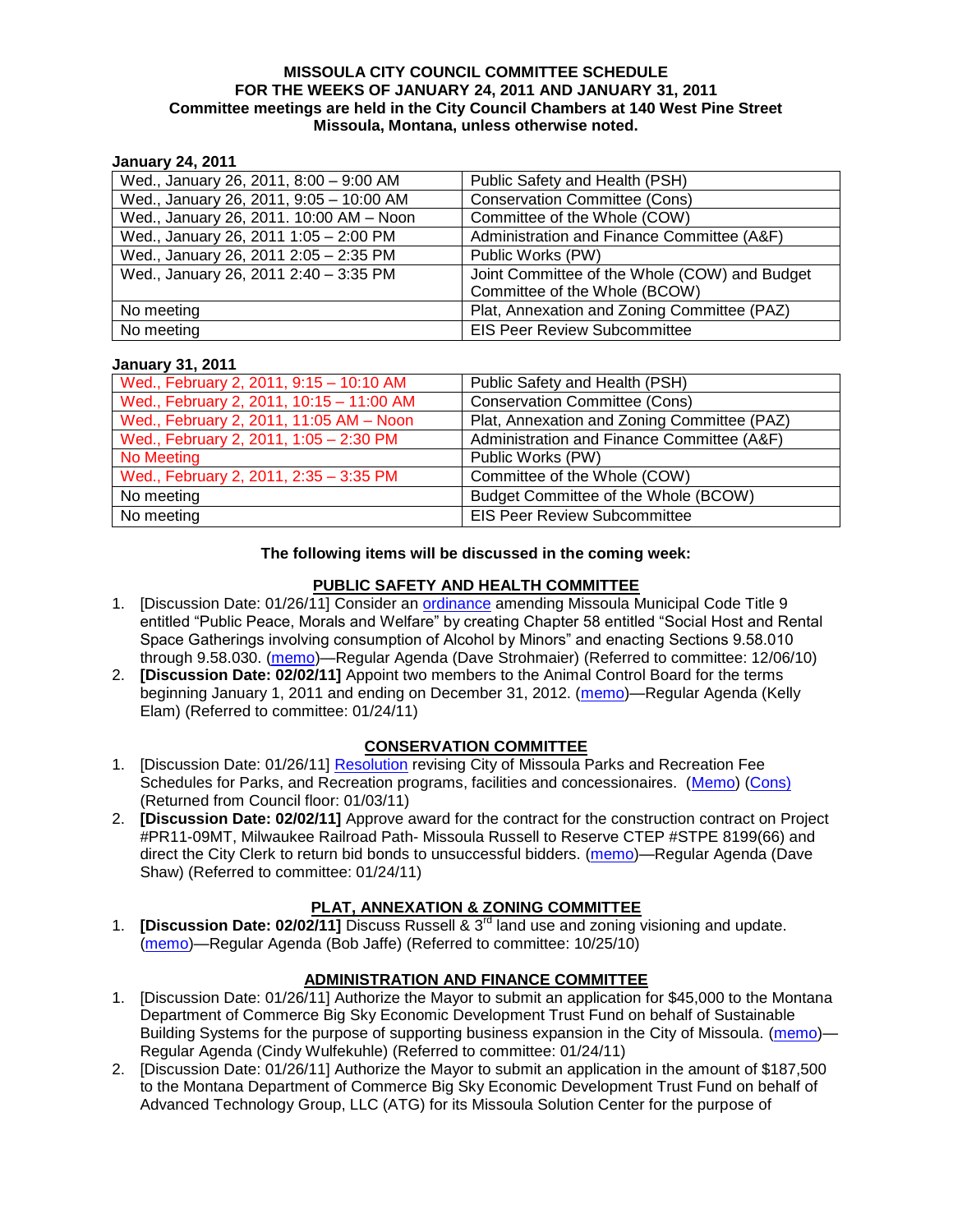**MISSOULA CITY COUNCIL COMMITTEE SCHEDULE**
**FOR THE WEEKS OF JANUARY 24, 2011 AND JANUARY 31, 2011**
**Committee meetings are held in the City Council Chambers at 140 West Pine Street**
**Missoula, Montana, unless otherwise noted.**

**January 24, 2011**

| | |
|---|---|
| Wed., January 26, 2011, 8:00 – 9:00 AM | Public Safety and Health (PSH) |
| Wed., January 26, 2011, 9:05 – 10:00 AM | Conservation Committee (Cons) |
| Wed., January 26, 2011. 10:00 AM – Noon | Committee of the Whole (COW) |
| Wed., January 26, 2011 1:05 – 2:00 PM | Administration and Finance Committee (A&F) |
| Wed., January 26, 2011 2:05 – 2:35 PM | Public Works (PW) |
| Wed., January 26, 2011 2:40 – 3:35 PM | Joint Committee of the Whole (COW) and Budget Committee of the Whole (BCOW) |
| No meeting | Plat, Annexation and Zoning Committee (PAZ) |
| No meeting | EIS Peer Review Subcommittee |

**January 31, 2011**

| | |
|---|---|
| Wed., February 2, 2011, 9:15 – 10:10 AM | Public Safety and Health (PSH) |
| Wed., February 2, 2011, 10:15 – 11:00 AM | Conservation Committee (Cons) |
| Wed., February 2, 2011, 11:05 AM – Noon | Plat, Annexation and Zoning Committee (PAZ) |
| Wed., February 2, 2011, 1:05 – 2:30 PM | Administration and Finance Committee (A&F) |
| No Meeting | Public Works (PW) |
| Wed., February 2, 2011, 2:35 – 3:35 PM | Committee of the Whole (COW) |
| No meeting | Budget Committee of the Whole (BCOW) |
| No meeting | EIS Peer Review Subcommittee |

**The following items will be discussed in the coming week:**

**PUBLIC SAFETY AND HEALTH COMMITTEE**

1. [Discussion Date: 01/26/11] Consider an ordinance amending Missoula Municipal Code Title 9 entitled "Public Peace, Morals and Welfare" by creating Chapter 58 entitled "Social Host and Rental Space Gatherings involving consumption of Alcohol by Minors" and enacting Sections 9.58.010 through 9.58.030. (memo)—Regular Agenda (Dave Strohmaier) (Referred to committee: 12/06/10)
2. **[Discussion Date: 02/02/11]** Appoint two members to the Animal Control Board for the terms beginning January 1, 2011 and ending on December 31, 2012. (memo)—Regular Agenda (Kelly Elam) (Referred to committee: 01/24/11)

**CONSERVATION COMMITTEE**

1. [Discussion Date: 01/26/11] Resolution revising City of Missoula Parks and Recreation Fee Schedules for Parks, and Recreation programs, facilities and concessionaires. (Memo) (Cons) (Returned from Council floor: 01/03/11)
2. **[Discussion Date: 02/02/11]** Approve award for the contract for the construction contract on Project #PR11-09MT, Milwaukee Railroad Path- Missoula Russell to Reserve CTEP #STPE 8199(66) and direct the City Clerk to return bid bonds to unsuccessful bidders. (memo)—Regular Agenda (Dave Shaw) (Referred to committee: 01/24/11)

**PLAT, ANNEXATION & ZONING COMMITTEE**

1. **[Discussion Date: 02/02/11]** Discuss Russell & 3rd land use and zoning visioning and update. (memo)—Regular Agenda (Bob Jaffe) (Referred to committee: 10/25/10)

**ADMINISTRATION AND FINANCE COMMITTEE**

1. [Discussion Date: 01/26/11] Authorize the Mayor to submit an application for $45,000 to the Montana Department of Commerce Big Sky Economic Development Trust Fund on behalf of Sustainable Building Systems for the purpose of supporting business expansion in the City of Missoula. (memo)—Regular Agenda (Cindy Wulfekuhle) (Referred to committee: 01/24/11)
2. [Discussion Date: 01/26/11] Authorize the Mayor to submit an application in the amount of $187,500 to the Montana Department of Commerce Big Sky Economic Development Trust Fund on behalf of Advanced Technology Group, LLC (ATG) for its Missoula Solution Center for the purpose of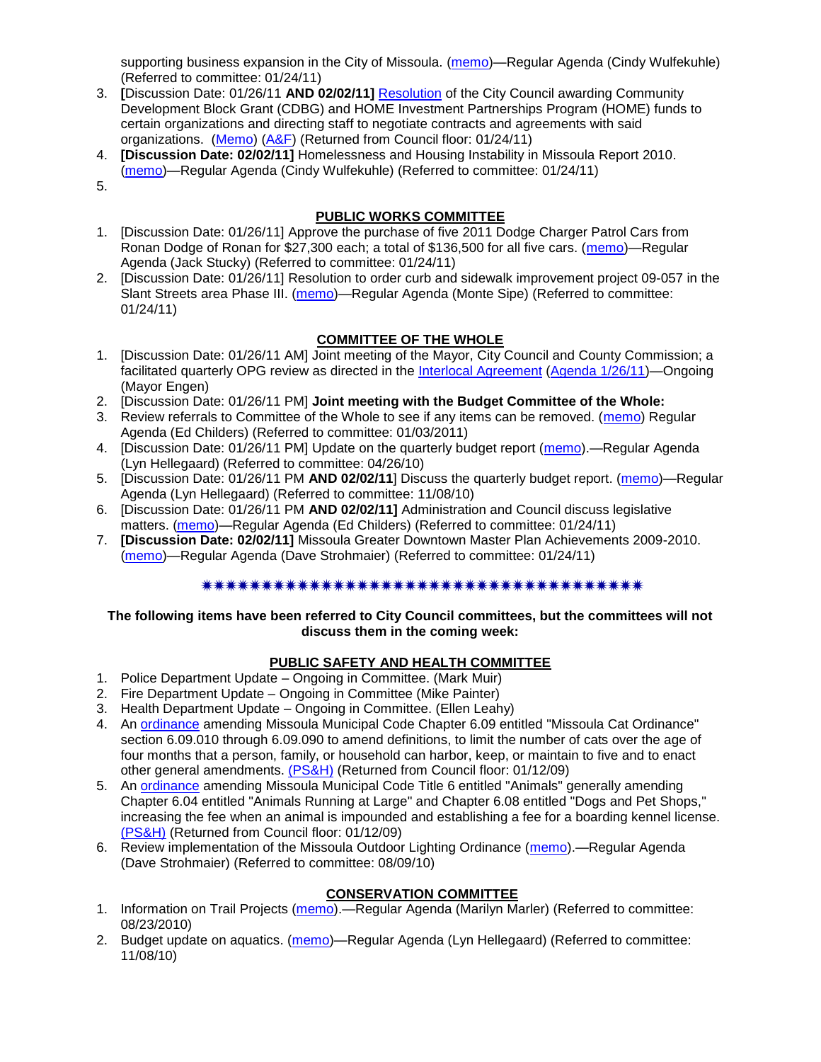supporting business expansion in the City of Missoula. (memo)—Regular Agenda (Cindy Wulfekuhle) (Referred to committee: 01/24/11)

3. **[**Discussion Date: 01/26/11 **AND 02/02/11]** Resolution of the City Council awarding Community Development Block Grant (CDBG) and HOME Investment Partnerships Program (HOME) funds to certain organizations and directing staff to negotiate contracts and agreements with said organizations. (Memo) (A&F) (Returned from Council floor: 01/24/11)
4. **[Discussion Date: 02/02/11]** Homelessness and Housing Instability in Missoula Report 2010. (memo)—Regular Agenda (Cindy Wulfekuhle) (Referred to committee: 01/24/11)
5. 

## PUBLIC WORKS COMMITTEE

1. [Discussion Date: 01/26/11] Approve the purchase of five 2011 Dodge Charger Patrol Cars from Ronan Dodge of Ronan for $27,300 each; a total of $136,500 for all five cars. (memo)—Regular Agenda (Jack Stucky) (Referred to committee: 01/24/11)
2. [Discussion Date: 01/26/11] Resolution to order curb and sidewalk improvement project 09-057 in the Slant Streets area Phase III. (memo)—Regular Agenda (Monte Sipe) (Referred to committee: 01/24/11)

## COMMITTEE OF THE WHOLE

1. [Discussion Date: 01/26/11 AM] Joint meeting of the Mayor, City Council and County Commission; a facilitated quarterly OPG review as directed in the Interlocal Agreement (Agenda 1/26/11)—Ongoing (Mayor Engen)
2. [Discussion Date: 01/26/11 PM] **Joint meeting with the Budget Committee of the Whole:**
3. Review referrals to Committee of the Whole to see if any items can be removed. (memo) Regular Agenda (Ed Childers) (Referred to committee: 01/03/2011)
4. [Discussion Date: 01/26/11 PM] Update on the quarterly budget report (memo).—Regular Agenda (Lyn Hellegaard) (Referred to committee: 04/26/10)
5. [Discussion Date: 01/26/11 PM **AND 02/02/11**] Discuss the quarterly budget report. (memo)—Regular Agenda (Lyn Hellegaard) (Referred to committee: 11/08/10)
6. [Discussion Date: 01/26/11 PM **AND 02/02/11]** Administration and Council discuss legislative matters. (memo)—Regular Agenda (Ed Childers) (Referred to committee: 01/24/11)
7. **[Discussion Date: 02/02/11]** Missoula Greater Downtown Master Plan Achievements 2009-2010. (memo)—Regular Agenda (Dave Strohmaier) (Referred to committee: 01/24/11)

✷✷✷✷✷✷✷✷✷✷✷✷✷✷✷✷✷✷✷✷✷✷✷✷✷✷✷✷✷✷✷✷✷✷✷✷✷✷✷✷

**The following items have been referred to City Council committees, but the committees will not discuss them in the coming week:**

## PUBLIC SAFETY AND HEALTH COMMITTEE

1. Police Department Update – Ongoing in Committee. (Mark Muir)
2. Fire Department Update – Ongoing in Committee (Mike Painter)
3. Health Department Update – Ongoing in Committee. (Ellen Leahy)
4. An ordinance amending Missoula Municipal Code Chapter 6.09 entitled "Missoula Cat Ordinance" section 6.09.010 through 6.09.090 to amend definitions, to limit the number of cats over the age of four months that a person, family, or household can harbor, keep, or maintain to five and to enact other general amendments. (PS&H) (Returned from Council floor: 01/12/09)
5. An ordinance amending Missoula Municipal Code Title 6 entitled "Animals" generally amending Chapter 6.04 entitled "Animals Running at Large" and Chapter 6.08 entitled "Dogs and Pet Shops," increasing the fee when an animal is impounded and establishing a fee for a boarding kennel license. (PS&H) (Returned from Council floor: 01/12/09)
6. Review implementation of the Missoula Outdoor Lighting Ordinance (memo).—Regular Agenda (Dave Strohmaier) (Referred to committee: 08/09/10)

## CONSERVATION COMMITTEE

1. Information on Trail Projects (memo).—Regular Agenda (Marilyn Marler) (Referred to committee: 08/23/2010)
2. Budget update on aquatics. (memo)—Regular Agenda (Lyn Hellegaard) (Referred to committee: 11/08/10)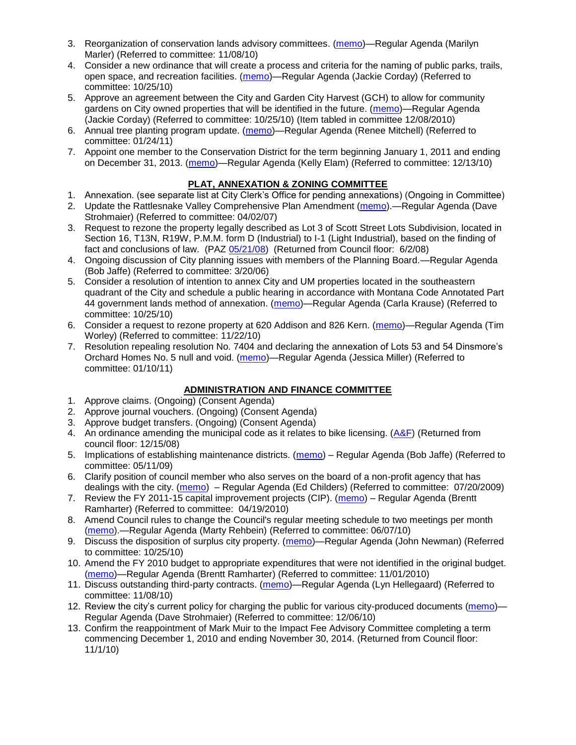3. Reorganization of conservation lands advisory committees. (memo)—Regular Agenda (Marilyn Marler) (Referred to committee: 11/08/10)
4. Consider a new ordinance that will create a process and criteria for the naming of public parks, trails, open space, and recreation facilities. (memo)—Regular Agenda (Jackie Corday) (Referred to committee: 10/25/10)
5. Approve an agreement between the City and Garden City Harvest (GCH) to allow for community gardens on City owned properties that will be identified in the future. (memo)—Regular Agenda (Jackie Corday) (Referred to committee: 10/25/10) (Item tabled in committee 12/08/2010)
6. Annual tree planting program update. (memo)—Regular Agenda (Renee Mitchell) (Referred to committee: 01/24/11)
7. Appoint one member to the Conservation District for the term beginning January 1, 2011 and ending on December 31, 2013. (memo)—Regular Agenda (Kelly Elam) (Referred to committee: 12/13/10)

## PLAT, ANNEXATION & ZONING COMMITTEE

1. Annexation. (see separate list at City Clerk's Office for pending annexations) (Ongoing in Committee)
2. Update the Rattlesnake Valley Comprehensive Plan Amendment (memo).—Regular Agenda (Dave Strohmaier) (Referred to committee: 04/02/07)
3. Request to rezone the property legally described as Lot 3 of Scott Street Lots Subdivision, located in Section 16, T13N, R19W, P.M.M. form D (Industrial) to I-1 (Light Industrial), based on the finding of fact and conclusions of law. (PAZ 05/21/08) (Returned from Council floor: 6/2/08)
4. Ongoing discussion of City planning issues with members of the Planning Board.—Regular Agenda (Bob Jaffe) (Referred to committee: 3/20/06)
5. Consider a resolution of intention to annex City and UM properties located in the southeastern quadrant of the City and schedule a public hearing in accordance with Montana Code Annotated Part 44 government lands method of annexation. (memo)—Regular Agenda (Carla Krause) (Referred to committee: 10/25/10)
6. Consider a request to rezone property at 620 Addison and 826 Kern. (memo)—Regular Agenda (Tim Worley) (Referred to committee: 11/22/10)
7. Resolution repealing resolution No. 7404 and declaring the annexation of Lots 53 and 54 Dinsmore's Orchard Homes No. 5 null and void. (memo)—Regular Agenda (Jessica Miller) (Referred to committee: 01/10/11)

## ADMINISTRATION AND FINANCE COMMITTEE

1. Approve claims. (Ongoing) (Consent Agenda)
2. Approve journal vouchers. (Ongoing) (Consent Agenda)
3. Approve budget transfers. (Ongoing) (Consent Agenda)
4. An ordinance amending the municipal code as it relates to bike licensing. (A&F) (Returned from council floor: 12/15/08)
5. Implications of establishing maintenance districts. (memo) – Regular Agenda (Bob Jaffe) (Referred to committee: 05/11/09)
6. Clarify position of council member who also serves on the board of a non-profit agency that has dealings with the city. (memo) – Regular Agenda (Ed Childers) (Referred to committee: 07/20/2009)
7. Review the FY 2011-15 capital improvement projects (CIP). (memo) – Regular Agenda (Brentt Ramharter) (Referred to committee: 04/19/2010)
8. Amend Council rules to change the Council's regular meeting schedule to two meetings per month (memo).—Regular Agenda (Marty Rehbein) (Referred to committee: 06/07/10)
9. Discuss the disposition of surplus city property. (memo)—Regular Agenda (John Newman) (Referred to committee: 10/25/10)
10. Amend the FY 2010 budget to appropriate expenditures that were not identified in the original budget. (memo)—Regular Agenda (Brentt Ramharter) (Referred to committee: 11/01/2010)
11. Discuss outstanding third-party contracts. (memo)—Regular Agenda (Lyn Hellegaard) (Referred to committee: 11/08/10)
12. Review the city's current policy for charging the public for various city-produced documents (memo)—Regular Agenda (Dave Strohmaier) (Referred to committee: 12/06/10)
13. Confirm the reappointment of Mark Muir to the Impact Fee Advisory Committee completing a term commencing December 1, 2010 and ending November 30, 2014. (Returned from Council floor: 11/1/10)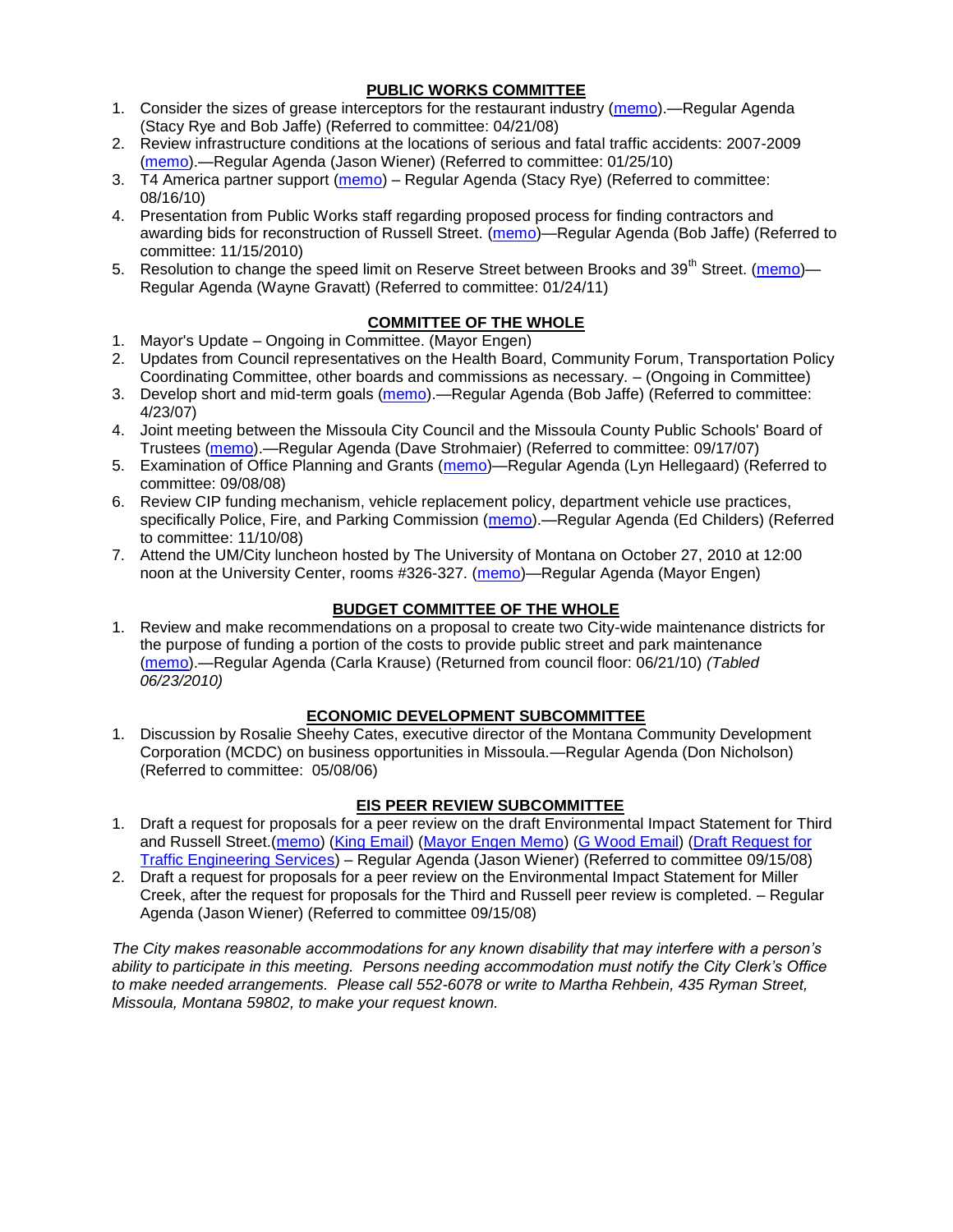## PUBLIC WORKS COMMITTEE

1. Consider the sizes of grease interceptors for the restaurant industry (memo).—Regular Agenda (Stacy Rye and Bob Jaffe) (Referred to committee: 04/21/08)
2. Review infrastructure conditions at the locations of serious and fatal traffic accidents: 2007-2009 (memo).—Regular Agenda (Jason Wiener) (Referred to committee: 01/25/10)
3. T4 America partner support (memo) – Regular Agenda (Stacy Rye) (Referred to committee: 08/16/10)
4. Presentation from Public Works staff regarding proposed process for finding contractors and awarding bids for reconstruction of Russell Street. (memo)—Regular Agenda (Bob Jaffe) (Referred to committee: 11/15/2010)
5. Resolution to change the speed limit on Reserve Street between Brooks and 39th Street. (memo)—Regular Agenda (Wayne Gravatt) (Referred to committee: 01/24/11)

## COMMITTEE OF THE WHOLE

1. Mayor's Update – Ongoing in Committee. (Mayor Engen)
2. Updates from Council representatives on the Health Board, Community Forum, Transportation Policy Coordinating Committee, other boards and commissions as necessary. – (Ongoing in Committee)
3. Develop short and mid-term goals (memo).—Regular Agenda (Bob Jaffe) (Referred to committee: 4/23/07)
4. Joint meeting between the Missoula City Council and the Missoula County Public Schools' Board of Trustees (memo).—Regular Agenda (Dave Strohmaier) (Referred to committee: 09/17/07)
5. Examination of Office Planning and Grants (memo)—Regular Agenda (Lyn Hellegaard) (Referred to committee: 09/08/08)
6. Review CIP funding mechanism, vehicle replacement policy, department vehicle use practices, specifically Police, Fire, and Parking Commission (memo).—Regular Agenda (Ed Childers) (Referred to committee: 11/10/08)
7. Attend the UM/City luncheon hosted by The University of Montana on October 27, 2010 at 12:00 noon at the University Center, rooms #326-327. (memo)—Regular Agenda (Mayor Engen)

## BUDGET COMMITTEE OF THE WHOLE

1. Review and make recommendations on a proposal to create two City-wide maintenance districts for the purpose of funding a portion of the costs to provide public street and park maintenance (memo).—Regular Agenda (Carla Krause) (Returned from council floor: 06/21/10) *(Tabled 06/23/2010)*

## ECONOMIC DEVELOPMENT SUBCOMMITTEE

1. Discussion by Rosalie Sheehy Cates, executive director of the Montana Community Development Corporation (MCDC) on business opportunities in Missoula.—Regular Agenda (Don Nicholson) (Referred to committee: 05/08/06)

## EIS PEER REVIEW SUBCOMMITTEE

1. Draft a request for proposals for a peer review on the draft Environmental Impact Statement for Third and Russell Street.(memo) (King Email) (Mayor Engen Memo) (G Wood Email) (Draft Request for Traffic Engineering Services) – Regular Agenda (Jason Wiener) (Referred to committee 09/15/08)
2. Draft a request for proposals for a peer review on the Environmental Impact Statement for Miller Creek, after the request for proposals for the Third and Russell peer review is completed. – Regular Agenda (Jason Wiener) (Referred to committee 09/15/08)

*The City makes reasonable accommodations for any known disability that may interfere with a person's ability to participate in this meeting. Persons needing accommodation must notify the City Clerk's Office to make needed arrangements. Please call 552-6078 or write to Martha Rehbein, 435 Ryman Street, Missoula, Montana 59802, to make your request known.*